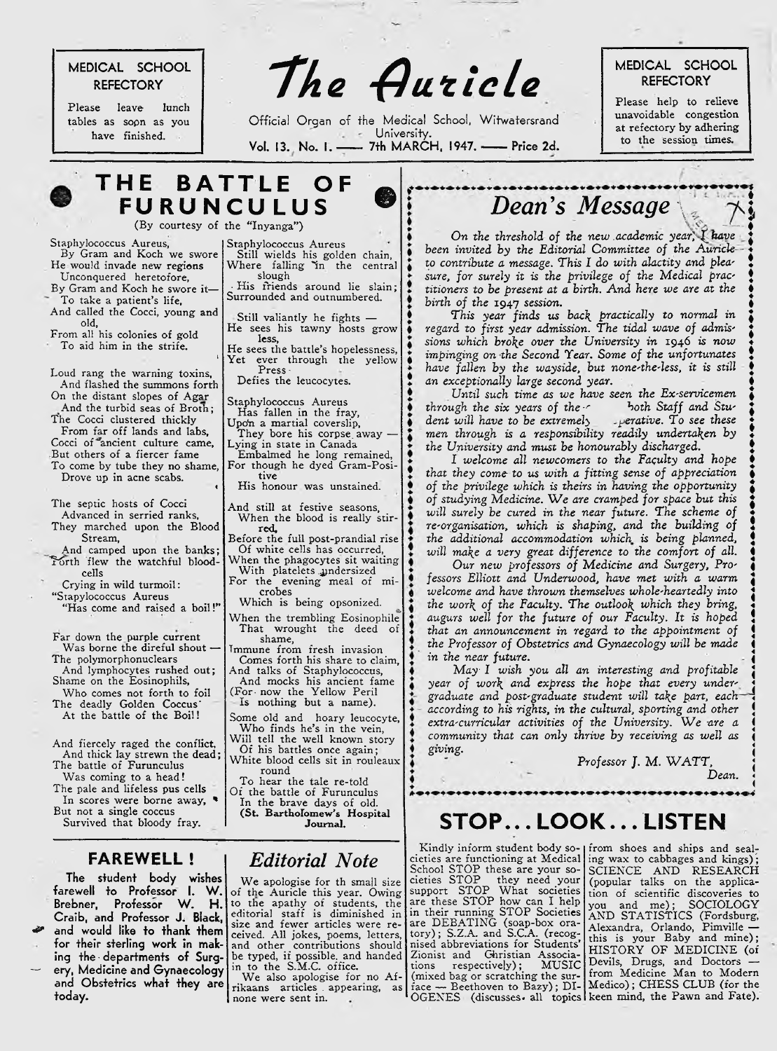MEDICAL SCHOOL REFECTORY

Please leave lunch tables as soon as you have finished.

# The Auricle

Official Organ of the Medical School, Witwatersrand University.

Vol. 13. No. 1. —— 7th MARCH, 1947. —— Price 2d.

MEDICAL SCHOOL REFECTORY

Please help to relieve unavoidable congestion at refectory by adhering to the session times.

## THE BATTLE OF FURUNCULUS

(By courtesy of the "Inyanga")

Staphylococcus Aureus,
By Gram and Koch we swore
He would invade new regions
Unconquered heretofore,
By Gram and Koch he swore it—
To take a patient's life,
And called the Cocci, young and old,
From all his colonies of gold
To aid him in the strife.

Loud rang the warning toxins,
And flashed the summons forth
On the distant slopes of Agar
And the turbid seas of Broth;
The Cocci clustered thickly
From far off lands and labs,
Cocci of ancient culture came,
But others of a fiercer fame
To come by tube they no shame,
Drove up in acne scabs.

The septic hosts of Cocci
Advanced in serried ranks,
They marched upon the Blood Stream,
And camped upon the banks;
Forth flew the watchful blood-cells
Crying in wild turmoil:
"Stapylococcus Aureus
"Has come and raised a boil!"

Far down the purple current
Was borne the direful shout —
The polymorphonuclears
And lymphocytes rushed out;
Shame on the Eosinophils,
Who comes not forth to foil
The deadly Golden Coccus
At the battle of the Boil!

And fiercely raged the conflict,
And thick lay strewn the dead;
The battle of Furunculus
Was coming to a head!
The pale and lifeless pus cells
In scores were borne away,
But not a single coccus
Survived that bloody fray.

Staphylococcus Aureus
Still wields his golden chain,
Where falling in the central slough
His friends around lie slain;
Surrounded and outnumbered.

Still valiantly he fights —
He sees his tawny hosts grow less,
He sees the battle's hopelessness,
Yet ever through the yellow Press
Defies the leucocytes.

Staphylococcus Aureus
Has fallen in the fray,
Upon a martial coverslip,
They bore his corpse away —
Lying in state in Canada
Embalmed he long remained,
For though he dyed Gram-Positive
His honour was unstained.

And still at festive seasons,
When the blood is really stirred,
Before the full post-prandial rise
Of white cells has occurred,
When the phagocytes sit waiting
With platelets undersized
For the evening meal of microbes
Which is being opsonized.

When the trembling Eosinophile
That wrought the deed of shame,
Immune from fresh invasion
Comes forth his share to claim,
And talks of Staphylococcus,
And mocks his ancient fame
(For now the Yellow Peril
Is nothing but a name).

Some old and hoary leucocyte,
Who finds he's in the vein,
Will tell the well known story
Of his battles once again;
White blood cells sit in rouleaux round
To hear the tale re-told
Of the battle of Furunculus
In the brave days of old.

**(St. Bartholomew's Hospital Journal.**

## Dean's Message

*On the threshold of the new academic year, I have been invited by the Editorial Committee of the Auricle to contribute a message. This I do with alactity and pleasure, for surely it is the privilege of the Medical practitioners to be present at a birth. And here we are at the birth of the 1947 session.*

*This year finds us back practically to normal in regard to first year admission. The tidal wave of admissions which broke over the University in 1946 is now impinging on the Second Year. Some of the unfortunates have fallen by the wayside, but none-the-less, it is still an exceptionally large second year.*

*Until such time as we have seen the Ex-servicemen through the six years of the both Staff and Student will have to be extremely operative. To see these men through is a responsibility readily undertaken by the University and must be honourably discharged.*

*I welcome all newcomers to the Faculty and hope that they come to us with a fitting sense of appreciation of the privilege which is theirs in having the opportunity of studying Medicine. We are cramped for space but this will surely be cured in the near future. The scheme of re-organisation, which is shaping, and the building of the additional accommodation which is being planned, will make a very great difference to the comfort of all.*

*Our new professors of Medicine and Surgery, Professors Elliott and Underwood, have met with a warm welcome and have thrown themselves whole-heartedly into the work of the Faculty. The outlook which they bring, augurs well for the future of our Faculty. It is hoped that an announcement in regard to the appointment of the Professor of Obstetrics and Gynaecology will be made in the near future.*

*May I wish you all an interesting and profitable year of work and express the hope that every undergraduate and post-graduate student will take part, each according to his rights, in the cultural, sporting and other extra-curricular activities of the University. We are a community that can only thrive by receiving as well as giving.*

*Professor J. M. WATT,*
*Dean.*

## FAREWELL!

**The student body wishes farewell to Professor I. W. Brebner, Professor W. H. Craib, and Professor J. Black, and would like to thank them for their sterling work in making the departments of Surgery, Medicine and Gynaecology and Obstetrics what they are today.**

## Editorial Note

We apologise for th small size of the Auricle this year. Owing to the apathy of students, the editorial staff is diminished in size and fewer articles were received. All jokes, poems, letters, and other contributions should be typed, if possible, and handed in to the S.M.C. office.

We also apologise for no Afrikaans articles appearing, as none were sent in.

## STOP... LOOK... LISTEN

Kindly inform student body societies are functioning at Medical School STOP these are your societies STOP they need your support STOP What societies are these STOP how can I help in their running STOP Societies are DEBATING (soap-box oratory); S.Z.A. and S.C.A. (recognised abbreviations for Students' Zionist and Christian Associations respectively); MUSIC (mixed bag or scratching the surface — Beethoven to Bazy); DIOGENES (discusses all topics from shoes and ships and sealing wax to cabbages and kings); SCIENCE AND RESEARCH (popular talks on the application of scientific discoveries to you and me); SOCIOLOGY AND STATISTICS (Fordsburg, Alexandra, Orlando, Pimville — this is your Baby and mine); HISTORY OF MEDICINE (of Devils, Drugs, and Doctors — from Medicine Man to Modern Medico); CHESS CLUB (for the keen mind, the Pawn and Fate).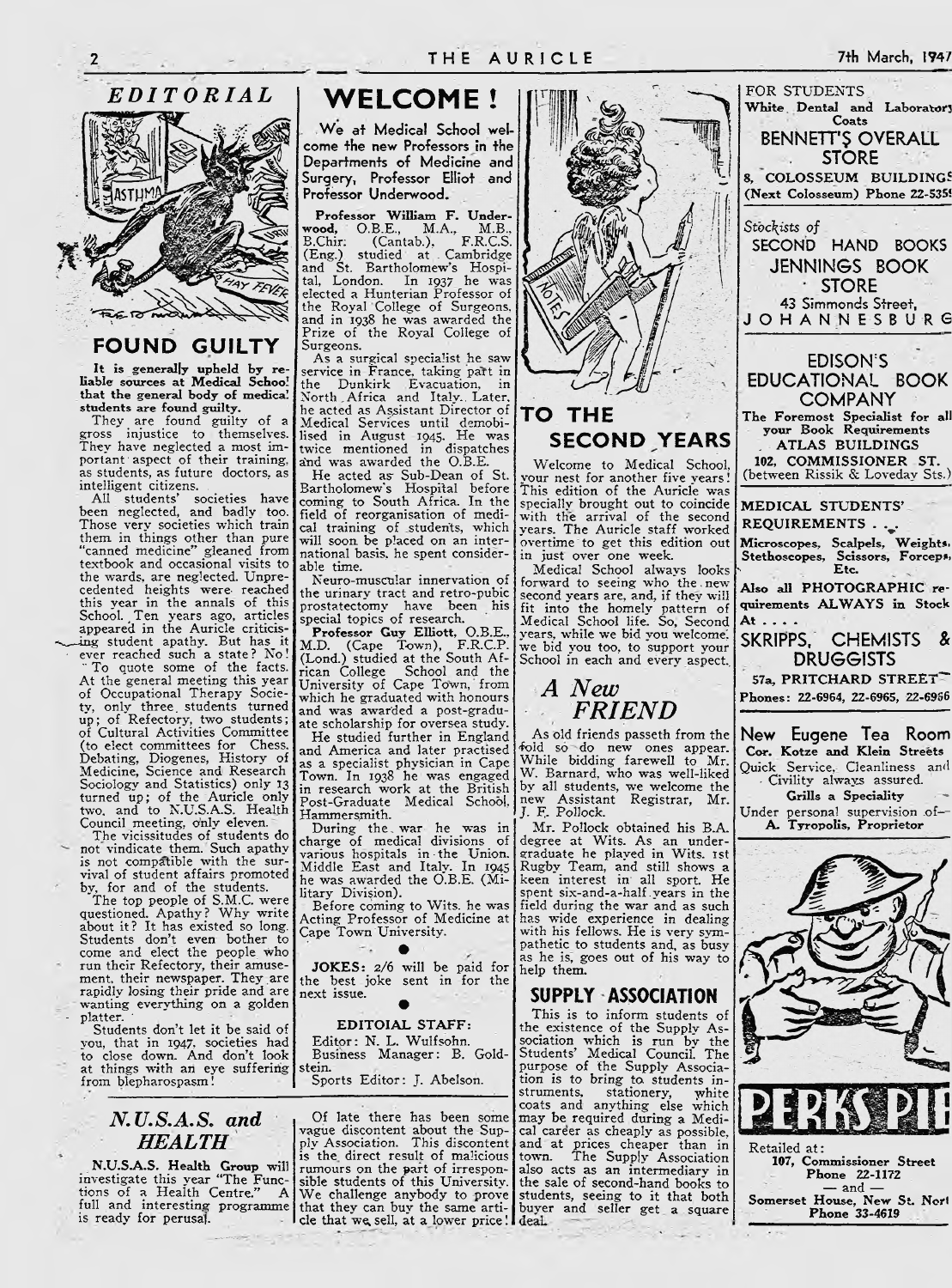## EDITORIAL

## FOUND GUILTY

**It is generally upheld by reliable sources at Medical School that the general body of medical students are found guilty.**

They are found guilty of a gross injustice to themselves. They have neglected a most important aspect of their training, as students, as future doctors, as intelligent citizens.

All students' societies have been neglected, and badly too. Those very societies which train them in things other than pure "canned medicine" gleaned from textbook and occasional visits to the wards, are neglected. Unprecedented heights were reached this year in the annals of this School. Ten years ago, articles appeared in the Auricle criticising student apathy. But has it ever reached such a state? No!

To quote some of the facts. At the general meeting this year of Occupational Therapy Society, only three students turned up; of Refectory, two students; of Cultural Activities Committee (to elect committees for Chess, Debating, Diogenes, History of Medicine, Science and Research Sociology and Statistics) only 13 turned up; of the Auricle only two, and to N.U.S.A.S. Health Council meeting, only eleven.

The vicissitudes of students do not vindicate them. Such apathy is not compatible with the survival of student affairs promoted by, for and of the students.

The top people of S.M.C. were questioned. Apathy? Why write about it? It has existed so long. Students don't even bother to come and elect the people who run their Refectory, their amusement, their newspaper. They are rapidly losing their pride and are wanting everything on a golden platter.

Students don't let it be said of you, that in 1947, societies had to close down. And don't look at things with an eye suffering from blepharospasm!

## *N.U.S.A.S. and HEALTH*

**N.U.S.A.S. Health Group** will investigate this year "The Functions of a Health Centre." A full and interesting programme is ready for perusal.

## WELCOME!

We at Medical School welcome the new Professors in the Departments of Medicine and Surgery, Professor Elliot and Professor Underwood.

**Professor William F. Underwood,** O.B.E., M.A., M.B., B.Chir. (Cantab.), F.R.C.S. (Eng.) studied at Cambridge and St. Bartholomew's Hospital, London. In 1937 he was elected a Hunterian Professor of the Royal College of Surgeons, and in 1938 he was awarded the Prize of the Royal College of Surgeons.

As a surgical specialist he saw service in France, taking part in the Dunkirk Evacuation, in North Africa and Italy. Later, he acted as Assistant Director of Medical Services until demobilised in August 1945. He was twice mentioned in dispatches and was awarded the O.B.E.

He acted as Sub-Dean of St. Bartholomew's Hospital before coming to South Africa. In the field of reorganisation of medical training of students, which will soon be placed on an international basis, he spent considerable time.

Neuro-muscular innervation of the urinary tract and retro-pubic prostatectomy have been his special topics of research.

**Professor Guy Elliott,** O.B.E., M.D. (Cape Town), F.R.C.P. (Lond.) studied at the South African College School and the University of Cape Town, from which he graduated with honours and was awarded a post-graduate scholarship for oversea study.

He studied further in England and America and later practised as a specialist physician in Cape Town. In 1938 he was engaged in research work at the British Post-Graduate Medical School, Hammersmith.

During the war he was in charge of medical divisions of various hospitals in the Union, Middle East and Italy. In 1945 he was awarded the O.B.E. (Military Division).

Before coming to Wits. he was Acting Professor of Medicine at Cape Town University.

**JOKES:** 2/6 will be paid for the best joke sent in for the next issue.

**EDITOIAL STAFF:**

Editor: N. L. Wulfsohn.
Business Manager: B. Goldstein.
Sports Editor: J. Abelson.

Of late there has been some vague discontent about the Supply Association. This discontent is the direct result of malicious rumours on the part of irresponsible students of this University. We challenge anybody to prove that they can buy the same article that we sell, at a lower price!

## TO THE SECOND YEARS

Welcome to Medical School, your nest for another five years! This edition of the Auricle was specially brought out to coincide with the arrival of the second years. The Auricle staff worked overtime to get this edition out in just over one week.

Medical School always looks forward to seeing who the new second years are, and, if they will fit into the homely pattern of Medical School life. So, Second years, while we bid you welcome, we bid you too, to support your School in each and every aspect.

## *A New FRIEND*

As old friends passeth from the fold so do new ones appear. While bidding farewell to Mr. W. Barnard, who was well-liked by all students, we welcome the new Assistant Registrar, Mr. J. F. Pollock.

Mr. Pollock obtained his B.A. degree at Wits. As an undergraduate he played in Wits. 1st Rugby Team, and still shows a keen interest in all sport. He spent six-and-a-half years in the field during the war and as such has wide experience in dealing with his fellows. He is very sympathetic to students and, as busy as he is, goes out of his way to help them.

## SUPPLY ASSOCIATION

This is to inform students of the existence of the Supply Association which is run by the Students' Medical Council. The purpose of the Supply Association is to bring to students instruments, stationery, white coats and anything else which may be required during a Medical career as cheaply as possible, and at prices cheaper than in town. The Supply Association also acts as an intermediary in the sale of second-hand books to students, seeing to it that both buyer and seller get a square deal.

FOR STUDENTS
**White Dental and Laboratory Coats**

**BENNETT'S OVERALL STORE**
**8, COLOSSEUM BUILDINGS**
**(Next Colosseum) Phone 22-5359**

*Stockists of*
**SECOND HAND BOOKS**
**JENNINGS BOOK STORE**
43 Simmonds Street,
**JOHANNESBURG**

**EDISON'S EDUCATIONAL BOOK COMPANY**
**The Foremost Specialist for all your Book Requirements**
**ATLAS BUILDINGS**
**102, COMMISSIONER ST.**
(between Rissik & Loveday Sts.)

**MEDICAL STUDENTS' REQUIREMENTS . . .**
**Microscopes, Scalpels, Weights, Stethoscopes, Scissors, Forceps, Etc.**
**Also all PHOTOGRAPHIC requirements ALWAYS in Stock At . . .**
**SKRIPPS, CHEMISTS & DRUGGISTS**
**57a, PRITCHARD STREET**
**Phones: 22-6964, 22-6965, 22-6966**

**New Eugene Tea Room**
**Cor. Kotze and Klein Streets**
Quick Service, Cleanliness and Civility always assured.
**Grills a Speciality**
Under personal supervision of—
**A. Tyropolis, Proprietor**

**PERKS PIE**

Retailed at:
**107, Commissioner Street**
**Phone 22-1172**
— and —
**Somerset House, New St. North**
**Phone 33-4619**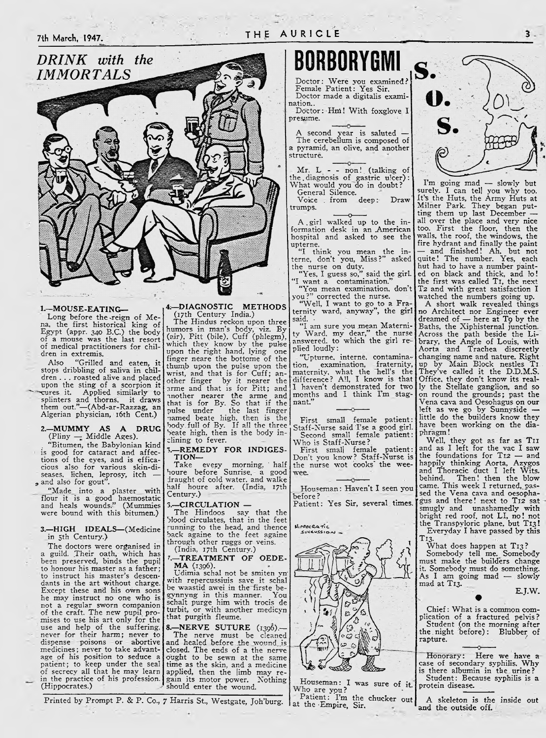## *DRINK with the IMMORTALS*

**1.—MOUSE-EATING—**

Long before the reign of Mena, the first historical king of Egypt (appr. 340 B.C.) the body of a mouse was the last resort of medical practitioners for children in extremis.

Also "Grilled and eaten, it stops dribbling of saliva in children . . . roasted alive and placed upon the sting of a scorpion it cures it. Applied similarly to splinters and thorns, it draws them out."—(Abd-ar-Razzag, an Algerian physician, 16th Cent.)

**2.—MUMMY AS A DRUG** (Pliny — Middle Ages).

"Bitumen, the Babylonian kind is good for cataract and affections of the eyes, and is efficacious also for various skin-diseases, lichen, leprosy, itch — and also for gout".

"Made into a plaster with flour it is a good haemostatic and heals wounds." (Mummies were bound with this bitumen.)

**3.—HIGH IDEALS—**(Medicine in 5th Century.)

The doctors were organised in a guild. Their oath, which has been preserved, binds the pupil to honour his master as a father; to instruct his master's descendants in the art without charge. Except these and his own sons he may instruct no one who is not a regular sworn companion of the craft. The new pupil promises to use his art only for the use and help of the suffering, never for their harm; never to dispense poisons or abortive medicines; never to take advantage of his position to seduce a patient; to keep under the seal of secrecy all that he may learn in the practice of his profession. (Hippocrates.)

**4.—DIAGNOSTIC METHODS** (17th Century India.)

The Hindus reckon upon three humors in man's body, viz. By (air), Pitt (bile), Cuff (phlegm), which they know by the pulse upon the right hand, lying one finger neare the bottome of the thumb upon the pulse upon the wrist, and that is for Cuff; another finger by it nearer the arme and that is for Pitt; and another nearer the arme and that is for By. So that if the pulse under the last finger named beate high, then is the body full of By. If all the three beate high, then is the body inclining to fever.

**5.—REMEDY FOR INDIGESTION—**

Take every morning, half houre before Sunrise, a good draught of cold water, and walke half houre after. (India, 17th Century.)

**5.—CIRCULATION —**

The Hindoos say that the blood circulates, that in the feet running to the head, and thence back againe to the feet againe through other ruggs or veins. (India, 17th Century.)

**7.—TREATMENT OF OEDEMA** (1396).

Udimia schal not be smiten yn with repercussiuis save it schal be waastid awei in the firste begynnyng in this manner. You schalt purge him with trocis de turbit, or with another medicyn that purgith fleume.

**8.—NERVE SUTURE** (1396).—

The nerve must be cleaned and healed before the wound is closed. The ends of a the nerve ought to be sewn at the same time as the skin, and a medicine applied, then the limb may regain its motor power. Nothing should enter the wound.

# BORBORYGMI

Doctor: Were you examined?
Female Patient: Yes Sir.
Doctor made a digitalis examination.
Doctor: Hm! With foxglove I presume.

---

A second year is saluted — The cerebellum is composed of a pyramid, an olive, and another structure.

---

Mr. L - - non! (talking of the diagnosis of gastric ulcer): What would you do in doubt?
General Silence.
Voice from deep: Draw trumps.

---

A girl walked up to the information desk in an American hospital and asked to see the upterne.

"I think you mean the interne, don't you, Miss?" asked the nurse on duty.

"Yes, I guess so," said the girl. "I want a contamination."

"You mean examination, don't you?" corrected the nurse.

"Well, I want to go to a Fraternity ward, anyway", the girl said.

"I am sure you mean Maternity Ward, my dear," the nurse answered, to which the girl replied loudly:

"Upturne, interne, contamination, examination, fraternity, maternity, what the hell's the difference? All, I know is that I haven't demonstrated for two months and I think I'm stagnant."

---

First small female patient: Staff-Nurse said I'se a good girl.
Second small female patient: Who is Staff-Nurse?
First small female patient: Don't you know? Staff-Nurse is the nurse wot cooks the weewee.

---

Houseman: Haven't I seen you before?
Patient: Yes Sir, several times.

HIPPOCRATIC SUCCUSSION

Houseman: I was sure of it. Who are you?
Patient: I'm the chucker out at the Empire, Sir.

# S. O. S.

I'm going mad — slowly but surely. I can tell you why too. It's the Huts, the Army Huts at Milner Park. They began putting them up last December — all over the place and very nice too. First the floor, then the walls, the roof, the windows, the fire hydrant and finally the paint — and finished! Ah, but not quite! The number. Yes, each hut had to have a number painted on black and thick, and lo! the first was called T1, the next T2 and with great satisfaction I watched the numbers going up.

A short walk revealed things no Architect nor Engineer ever dreamed of — here at T9 by the Baths, the Xiphisternal junction. Across the path beside the Library, the Angle of Louis, with Aorta and Trachea discreetly changing name and nature. Right up by Main Block nestles T1. They've called it the D.D.M.S. Office, they don't know its really the Stellate ganglion, and so on round the grounds; past the Vena cava and Oesohagus on our left as we go by Sunnyside — little do the builders know they have been working on the diaphragm!

Well, they got as far as T11 and as I left for the vac I saw the foundations for T12 — and happily thinking Aorta, Azygos and Thoracic duct I left Wits. behind. Then! then the blow came. This week I returned, passed the Vena cava and oesophagus and there! next to T12 sat smugly and unashamedly with bright red roof, not L1, no! not the Transpyloric plane, but T13!

Everyday I have passed by this T13.

What does happen at T13?

Somebody tell me. Somebody must make the builders change it. Somebody must do something. As I am going mad — slowly mad at T13.

E.J.W.

---

Chief: What is a common complication of a fractured pelvis?
Student (on the morning after the night before): Blubber of rapture.

---

Honorary: Here we have a case of secondary syphilis. Why is there albumin in the urine?
Student: Because syphilis is a protein disease.

---

A skeleton is the inside out and the outside off.

Printed by Prompt P. & P. Co., 7 Harris St., Westgate, Joh'burg.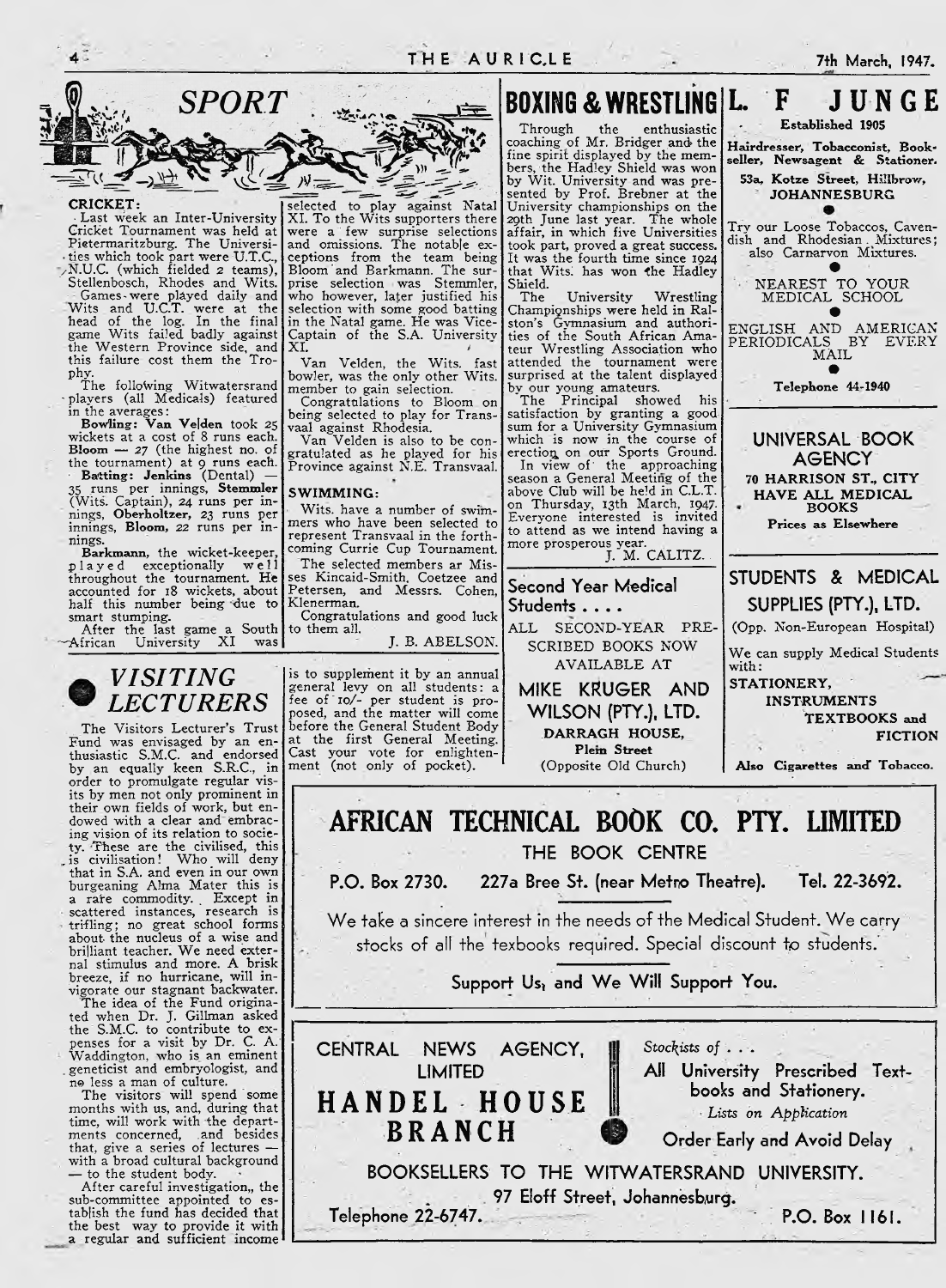# SPORT

## CRICKET:

Last week an Inter-University Cricket Tournament was held at Pietermaritzburg. The Universities which took part were U.T.C., N.U.C. (which fielded 2 teams), Stellenbosch, Rhodes and Wits.

Games were played daily and Wits and U.C.T. were at the head of the log. In the final game Wits failed badly against the Western Province side, and this failure cost them the Trophy.

The following Witwatersrand players (all Medicals) featured in the averages:

**Bowling: Van Velden** took 25 wickets at a cost of 8 runs each. **Bloom** — 27 (the highest no. of the tournament) at 9 runs each.

**Batting: Jenkins** (Dental) — 35 runs per innings, **Stemmler** (Wits. Captain), 24 runs per innings, **Oberholtzer,** 23 runs per innings, **Bloom,** 22 runs per innings.

**Barkmann,** the wicket-keeper, played exceptionally well throughout the tournament. He accounted for 18 wickets, about half this number being due to smart stumping.

After the last game a South African University XI was selected to play against Natal XI. To the Wits supporters there were a few surprise selections and omissions. The notable exceptions from the team being Bloom and Barkmann. The surprise selection was Stemmler, who however, later justified his selection with some good batting in the Natal game. He was Vice-Captain of the S.A. University XI.

Van Velden, the Wits. fast bowler, was the only other Wits. member to gain selection.

Congratulations to Bloom on being selected to play for Transvaal against Rhodesia.

Van Velden is also to be congratulated as he played for his Province against N.E. Transvaal.

## SWIMMING:

Wits. have a number of swimmers who have been selected to represent Transvaal in the forthcoming Currie Cup Tournament. The selected members ar Misses Kincaid-Smith, Coetzee and Petersen, and Messrs. Cohen, Klenerman.

Congratulations and good luck to them all.

J. B. ABELSON.

# BOXING & WRESTLING

Through the enthusiastic coaching of Mr. Bridger and the fine spirit displayed by the members, the Hadley Shield was won by Wit. University and was presented by Prof. Brebner at the 29th June last year. The whole affair, in which five Universities took part, proved a great success. It was the fourth time since 1924 that Wits. has won the Hadley Shield.

The University Wrestling Championships were held in Ralston's Gymnasium and authorities of the South African Amateur Wrestling Association who attended the tournament were surprised at the talent displayed by our young amateurs.

The Principal showed his satisfaction by granting a good sum for a University Gymnasium which is now in the course of erection on our Sports Ground.

In view of the approaching season a General Meeting of the above Club will be held in C.L.T. on Thursday, 13th March, 1947. Everyone interested is invited to attend as we intend having a more prosperous year.

J. M. CALITZ.

# VISITING LECTURERS

The Visitors Lecturer's Trust Fund was envisaged by an enthusiastic S.M.C. and endorsed by an equally keen S.R.C., in order to promulgate regular visits by men not only prominent in their own fields of work, but endowed with a clear and embracing vision of its relation to society. These are the civilised, this is civilisation! Who will deny that in S.A. and even in our own burgeaning Alma Mater this is a rare commodity. Except in scattered instances, research is trifling; no great school forms about the nucleus of a wise and brilliant teacher. We need external stimulus and more. A brisk breeze, if no hurricane, will invigorate our stagnant backwater.

The idea of the Fund originated when Dr. J. Gillman asked the S.M.C. to contribute to expenses for a visit by Dr. C. A. Waddington, who is an eminent geneticist and embryologist, and no less a man of culture.

The visitors will spend some months with us, and, during that time, will work with the departments concerned, and besides that, give a series of lectures — with a broad cultural background — to the student body.

After careful investigation,, the sub-committee appointed to establish the fund has decided that the best way to provide it with a regular and sufficient income is to supplement it by an annual general levy on all students: a fee of 10/- per student is proposed, and the matter will come before the General Student Body at the first General Meeting. Cast your vote for enlightenment (not only of pocket).

---

**L. F JUNGE**
Established 1905

**Hairdresser, Tobacconist, Bookseller, Newsagent & Stationer.**

**53a, Kotze Street, Hillbrow, JOHANNESBURG**

Try our Loose Tobaccos, Cavendish and Rhodesian Mixtures; also Carnarvon Mixtures.

NEAREST TO YOUR MEDICAL SCHOOL

ENGLISH AND AMERICAN PERIODICALS BY EVERY MAIL

**Telephone 44-1940**

---

**UNIVERSAL BOOK AGENCY**

**70 HARRISON ST., CITY**

**HAVE ALL MEDICAL BOOKS**

**Prices as Elsewhere**

---

**Second Year Medical Students . . . .**

ALL SECOND-YEAR PRESCRIBED BOOKS NOW AVAILABLE AT

**MIKE KRUGER AND WILSON (PTY.), LTD.**

**DARRAGH HOUSE,**
**Plein Street**
(Opposite Old Church)

---

**STUDENTS & MEDICAL SUPPLIES (PTY.), LTD.**

(Opp. Non-European Hospital)

We can supply Medical Students with:

**STATIONERY,**
**INSTRUMENTS**
**TEXTBOOKS and FICTION**

**Also Cigarettes and Tobacco.**

---

**AFRICAN TECHNICAL BOOK CO. PTY. LIMITED**

THE BOOK CENTRE

P.O. Box 2730. 227a Bree St. (near Metro Theatre). Tel. 22-3692.

We take a sincere interest in the needs of the Medical Student. We carry stocks of all the texbooks required. Special discount to students.

Support Us, and We Will Support You.

---

CENTRAL NEWS AGENCY, LIMITED

**HANDEL HOUSE BRANCH**

*Stockists of . . .*

All University Prescribed Textbooks and Stationery.

*Lists on Application*

Order Early and Avoid Delay

BOOKSELLERS TO THE WITWATERSRAND UNIVERSITY.

97 Eloff Street, Johannesburg.

Telephone 22-6747. P.O. Box 1161.